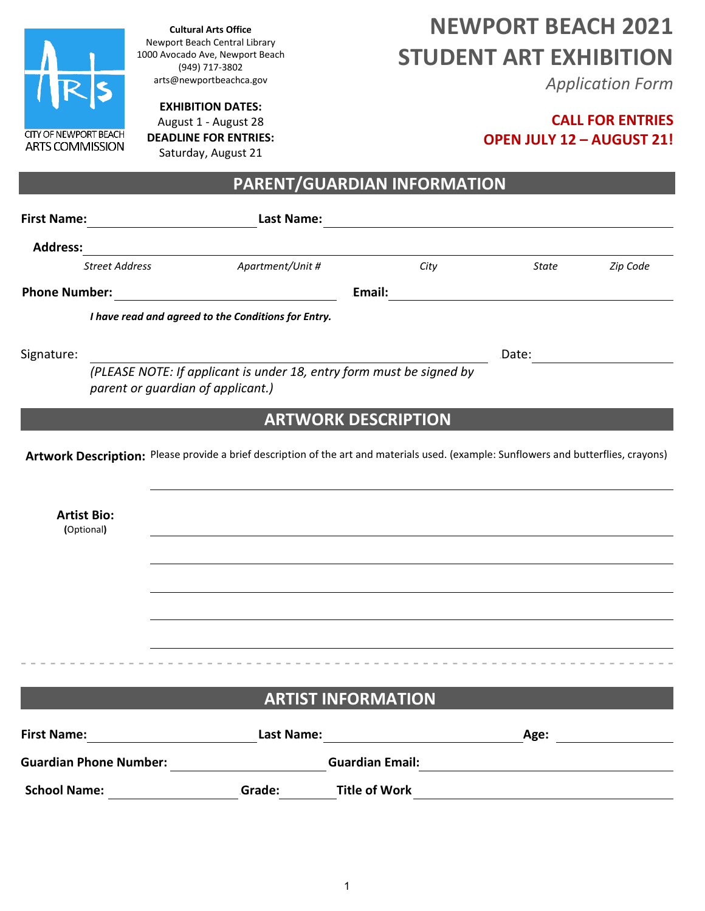CITY OF NEWPORT BEACH
ARTS COMMISSION

**Cultural Arts Office**
Newport Beach Central Library
1000 Avocado Ave, Newport Beach
(949) 717-3802
arts@newportbeachca.gov

**EXHIBITION DATES:**
August 1 - August 28
**DEADLINE FOR ENTRIES:**
Saturday, August 21

# NEWPORT BEACH 2021 STUDENT ART EXHIBITION

*Application Form*

**CALL FOR ENTRIES**
**OPEN JULY 12 – AUGUST 21!**

## PARENT/GUARDIAN INFORMATION

**First Name:** ____________________ **Last Name:** ____________________

**Address:** ________________________________________________
*Street Address* *Apartment/Unit #* *City* *State* *Zip Code*

**Phone Number:** ____________________ **Email:** ____________________

***I have read and agreed to the Conditions for Entry.***

Signature: ________________________________ Date: ____________

*(PLEASE NOTE: If applicant is under 18, entry form must be signed by parent or guardian of applicant.)*

## ARTWORK DESCRIPTION

**Artwork Description:** Please provide a brief description of the art and materials used. (example: Sunflowers and butterflies, crayons)

________________________________________________

**Artist Bio:**
**(**Optional**)**

________________________________________________

________________________________________________

________________________________________________

________________________________________________

________________________________________________

- - - - - - - - - - - - - - - - - - - - - - - - - - - - - - - - - - - - - - - -

## ARTIST INFORMATION

**First Name:** ____________________ **Last Name:** ____________________ **Age:** __________

**Guardian Phone Number:** ____________________ **Guardian Email:** ____________________

**School Name:** ____________________ **Grade:** __________ **Title of Work** ____________________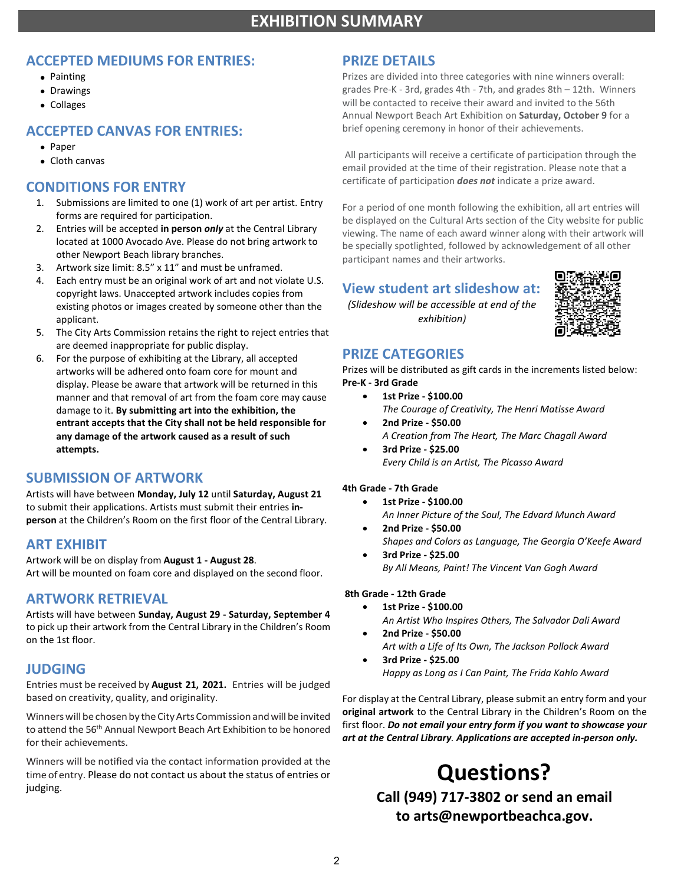# EXHIBITION SUMMARY

## ACCEPTED MEDIUMS FOR ENTRIES:

- Painting
- Drawings
- Collages

## ACCEPTED CANVAS FOR ENTRIES:

- Paper
- Cloth canvas

## CONDITIONS FOR ENTRY

1. Submissions are limited to one (1) work of art per artist. Entry forms are required for participation.
2. Entries will be accepted **in person *only*** at the Central Library located at 1000 Avocado Ave. Please do not bring artwork to other Newport Beach library branches.
3. Artwork size limit: 8.5" x 11" and must be unframed.
4. Each entry must be an original work of art and not violate U.S. copyright laws. Unaccepted artwork includes copies from existing photos or images created by someone other than the applicant.
5. The City Arts Commission retains the right to reject entries that are deemed inappropriate for public display.
6. For the purpose of exhibiting at the Library, all accepted artworks will be adhered onto foam core for mount and display. Please be aware that artwork will be returned in this manner and that removal of art from the foam core may cause damage to it. **By submitting art into the exhibition, the entrant accepts that the City shall not be held responsible for any damage of the artwork caused as a result of such attempts.**

## SUBMISSION OF ARTWORK

Artists will have between **Monday, July 12** until **Saturday, August 21** to submit their applications. Artists must submit their entries **in-person** at the Children's Room on the first floor of the Central Library.

## ART EXHIBIT

Artwork will be on display from **August 1 - August 28**.
Art will be mounted on foam core and displayed on the second floor.

## ARTWORK RETRIEVAL

Artists will have between **Sunday, August 29 - Saturday, September 4** to pick up their artwork from the Central Library in the Children's Room on the 1st floor.

## JUDGING

Entries must be received by **August 21, 2021.** Entries will be judged based on creativity, quality, and originality.

Winners will be chosen by the City Arts Commission and will be invited to attend the 56th Annual Newport Beach Art Exhibition to be honored for their achievements.

Winners will be notified via the contact information provided at the time of entry. Please do not contact us about the status of entries or judging.

## PRIZE DETAILS

Prizes are divided into three categories with nine winners overall: grades Pre-K - 3rd, grades 4th - 7th, and grades 8th – 12th. Winners will be contacted to receive their award and invited to the 56th Annual Newport Beach Art Exhibition on **Saturday, October 9** for a brief opening ceremony in honor of their achievements.

All participants will receive a certificate of participation through the email provided at the time of their registration. Please note that a certificate of participation ***does not*** indicate a prize award.

For a period of one month following the exhibition, all art entries will be displayed on the Cultural Arts section of the City website for public viewing. The name of each award winner along with their artwork will be specially spotlighted, followed by acknowledgement of all other participant names and their artworks.

## View student art slideshow at:

*(Slideshow will be accessible at end of the exhibition)*

## PRIZE CATEGORIES

Prizes will be distributed as gift cards in the increments listed below:

**Pre-K - 3rd Grade**

- **1st Prize - $100.00**
  *The Courage of Creativity, The Henri Matisse Award*
- **2nd Prize - $50.00**
  *A Creation from The Heart, The Marc Chagall Award*
- **3rd Prize - $25.00**
  *Every Child is an Artist, The Picasso Award*

**4th Grade - 7th Grade**

- **1st Prize - $100.00**
  *An Inner Picture of the Soul, The Edvard Munch Award*
- **2nd Prize - $50.00**
  *Shapes and Colors as Language, The Georgia O'Keefe Award*
- **3rd Prize - $25.00**
  *By All Means, Paint! The Vincent Van Gogh Award*

**8th Grade - 12th Grade**

- **1st Prize - $100.00**
  *An Artist Who Inspires Others, The Salvador Dali Award*
- **2nd Prize - $50.00**
  *Art with a Life of Its Own, The Jackson Pollock Award*
- **3rd Prize - $25.00**
  *Happy as Long as I Can Paint, The Frida Kahlo Award*

For display at the Central Library, please submit an entry form and your **original artwork** to the Central Library in the Children's Room on the first floor. ***Do not email your entry form if you want to showcase your art at the Central Library. Applications are accepted in-person only.***

# Questions?

**Call (949) 717-3802 or send an email to arts@newportbeachca.gov.**